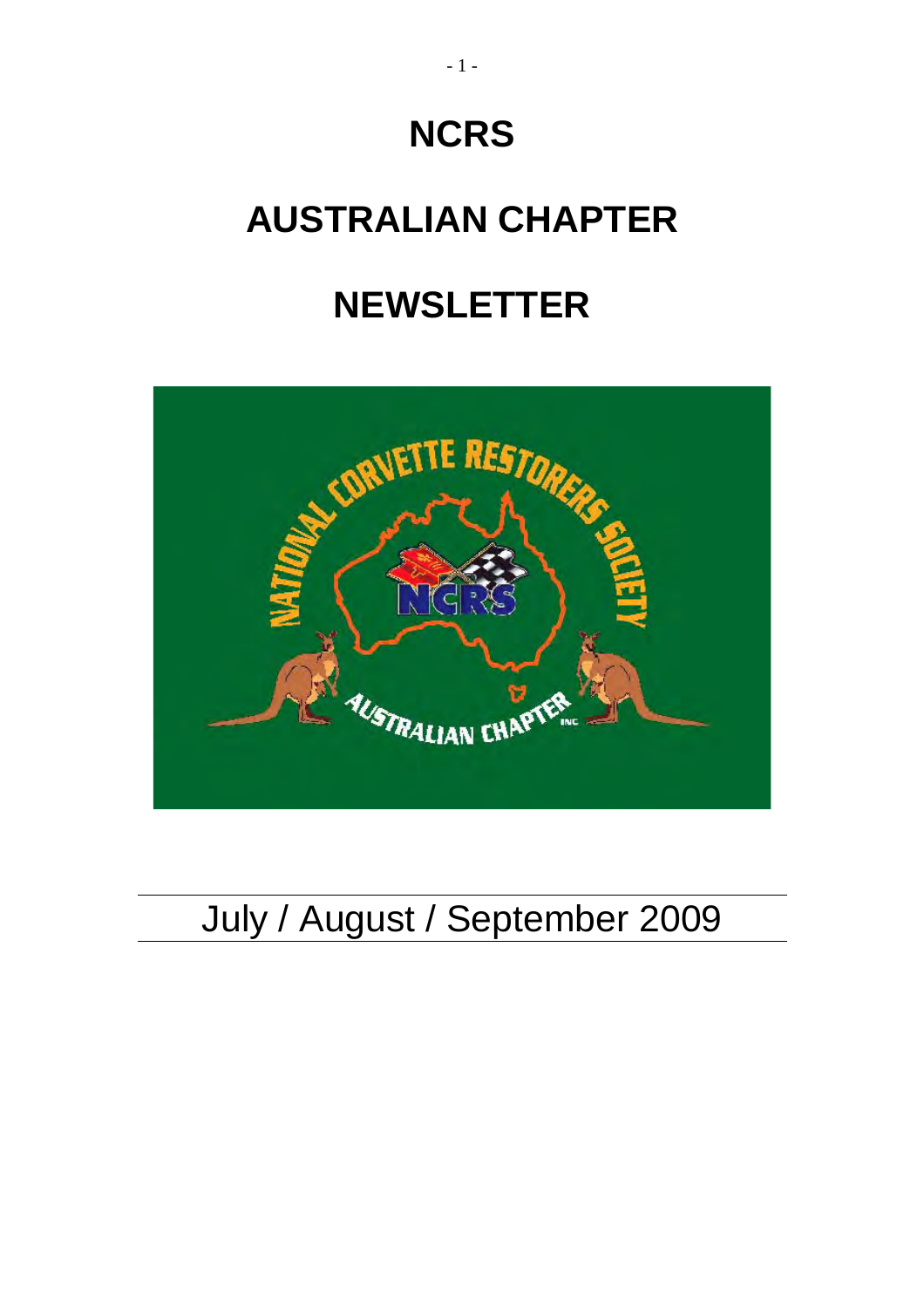# NCRS

# AUSTRALIAN CHAPTER

# NEWSLETTER

July / August / September 2009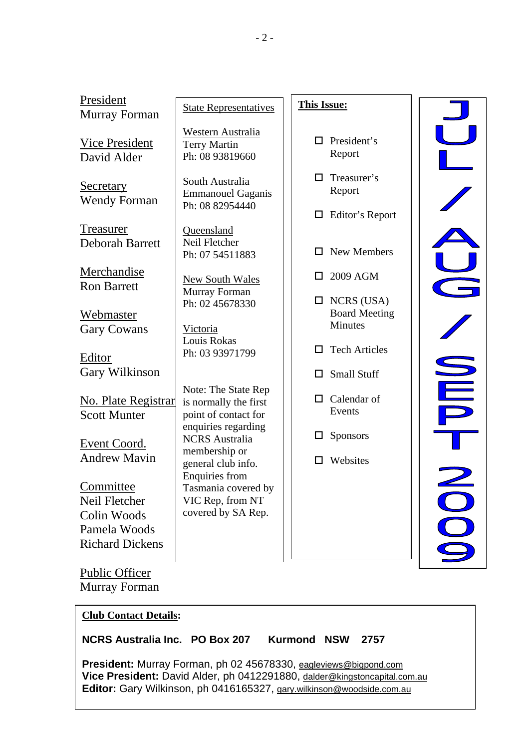**President**
Murray Forman

**Vice President**
David Alder

**Secretary**
Wendy Forman

**Treasurer**
Deborah Barrett

**Merchandise**
Ron Barrett

**Webmaster**
Gary Cowans

**Editor**
Gary Wilkinson

**No. Plate Registrar**
Scott Munter

**Event Coord.**
Andrew Mavin

**Committee**
Neil Fletcher
Colin Woods
Pamela Woods
Richard Dickens

**Public Officer**
Murray Forman

**State Representatives**

Western Australia
Terry Martin
Ph: 08 93819660

South Australia
Emmanouel Gaganis
Ph: 08 82954440

Queensland
Neil Fletcher
Ph: 07 54511883

New South Wales
Murray Forman
Ph: 02 45678330

Victoria
Louis Rokas
Ph: 03 93971799

Note: The State Rep is normally the first point of contact for enquiries regarding NCRS Australia membership or general club info. Enquiries from Tasmania covered by VIC Rep, from NT covered by SA Rep.

**This Issue:**

- President's Report
- Treasurer's Report
- Editor's Report
- New Members
- 2009 AGM
- NCRS (USA) Board Meeting Minutes
- Tech Articles
- Small Stuff
- Calendar of Events
- Sponsors
- Websites

JUL / AUG / SEPT 2009

**Club Contact Details:**

**NCRS Australia Inc. PO Box 207 Kurmond NSW 2757**

**President:** Murray Forman, ph 02 45678330, eagleviews@bigpond.com
**Vice President:** David Alder, ph 0412291880, dalder@kingstoncapital.com.au
**Editor:** Gary Wilkinson, ph 0416165327, gary.wilkinson@woodside.com.au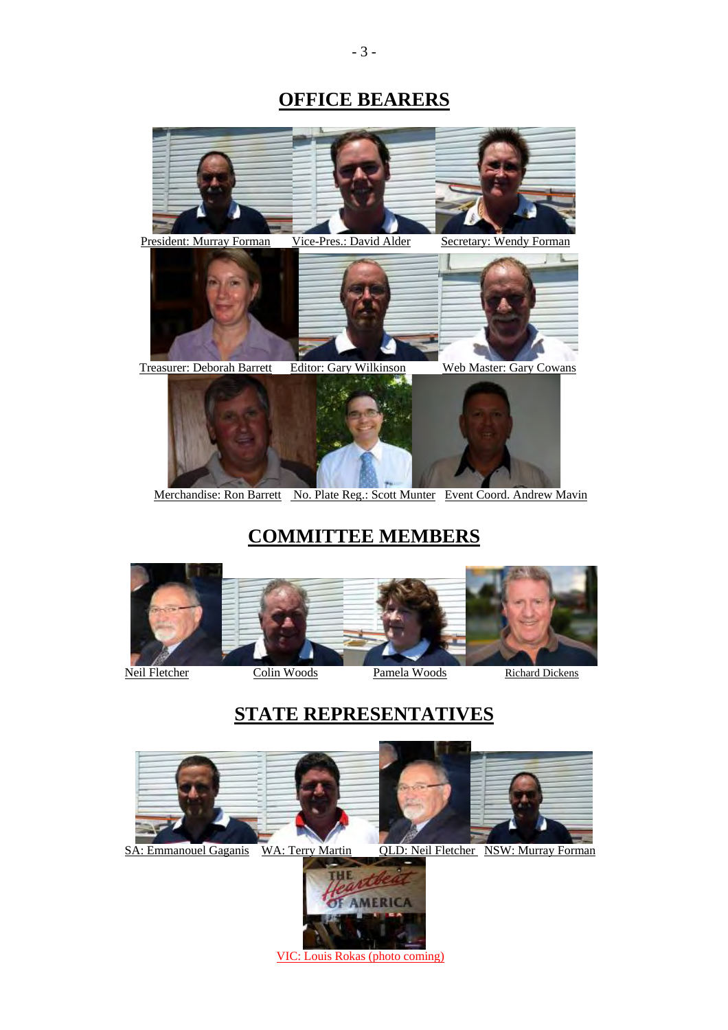# OFFICE BEARERS

President: Murray Forman

Vice-Pres.: David Alder

Secretary: Wendy Forman

Treasurer: Deborah Barrett

Editor: Gary Wilkinson

Web Master: Gary Cowans

Merchandise: Ron Barrett

No. Plate Reg.: Scott Munter

Event Coord. Andrew Mavin

# COMMITTEE MEMBERS

Neil Fletcher

Colin Woods

Pamela Woods

Richard Dickens

# STATE REPRESENTATIVES

SA: Emmanouel Gaganis

WA: Terry Martin

QLD: Neil Fletcher

NSW: Murray Forman

VIC: Louis Rokas (photo coming)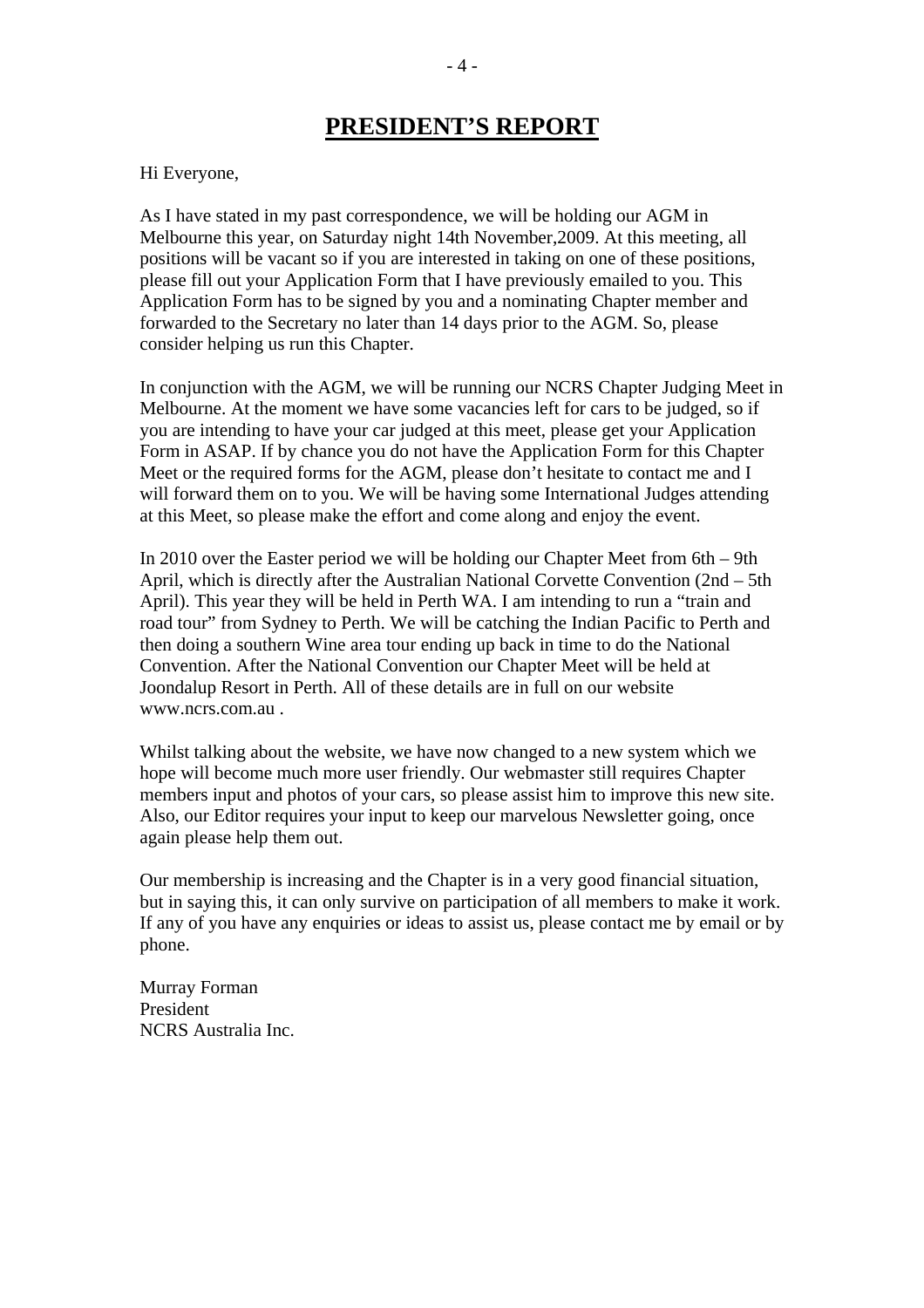# PRESIDENT'S REPORT

Hi Everyone,

As I have stated in my past correspondence, we will be holding our AGM in Melbourne this year, on Saturday night 14th November,2009. At this meeting, all positions will be vacant so if you are interested in taking on one of these positions, please fill out your Application Form that I have previously emailed to you. This Application Form has to be signed by you and a nominating Chapter member and forwarded to the Secretary no later than 14 days prior to the AGM. So, please consider helping us run this Chapter.

In conjunction with the AGM, we will be running our NCRS Chapter Judging Meet in Melbourne. At the moment we have some vacancies left for cars to be judged, so if you are intending to have your car judged at this meet, please get your Application Form in ASAP. If by chance you do not have the Application Form for this Chapter Meet or the required forms for the AGM, please don't hesitate to contact me and I will forward them on to you. We will be having some International Judges attending at this Meet, so please make the effort and come along and enjoy the event.

In 2010 over the Easter period we will be holding our Chapter Meet from 6th – 9th April, which is directly after the Australian National Corvette Convention (2nd – 5th April). This year they will be held in Perth WA. I am intending to run a "train and road tour" from Sydney to Perth. We will be catching the Indian Pacific to Perth and then doing a southern Wine area tour ending up back in time to do the National Convention. After the National Convention our Chapter Meet will be held at Joondalup Resort in Perth. All of these details are in full on our website www.ncrs.com.au .

Whilst talking about the website, we have now changed to a new system which we hope will become much more user friendly. Our webmaster still requires Chapter members input and photos of your cars, so please assist him to improve this new site. Also, our Editor requires your input to keep our marvelous Newsletter going, once again please help them out.

Our membership is increasing and the Chapter is in a very good financial situation, but in saying this, it can only survive on participation of all members to make it work. If any of you have any enquiries or ideas to assist us, please contact me by email or by phone.

Murray Forman
President
NCRS Australia Inc.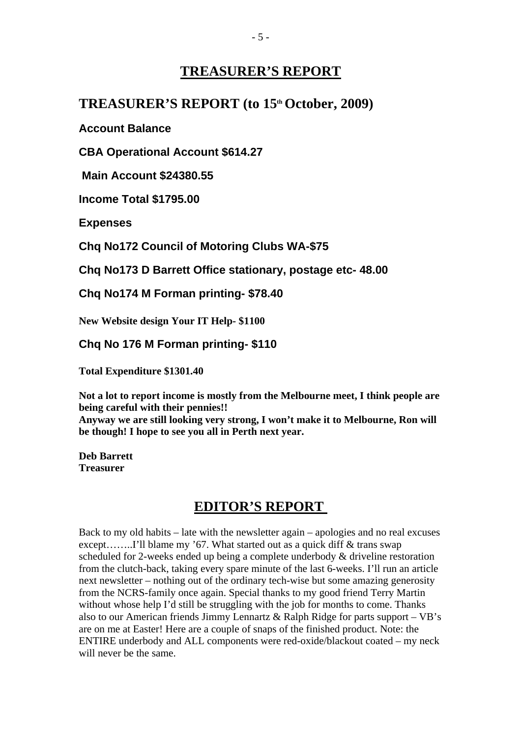# TREASURER'S REPORT

## TREASURER'S REPORT (to 15th October, 2009)

**Account Balance**

**CBA Operational Account $614.27**

**Main Account $24380.55**

**Income Total $1795.00**

**Expenses**

**Chq No172 Council of Motoring Clubs WA-$75**

**Chq No173 D Barrett Office stationary, postage etc- 48.00**

**Chq No174 M Forman printing- $78.40**

**New Website design Your IT Help- $1100**

**Chq No 176 M Forman printing- $110**

**Total Expenditure $1301.40**

**Not a lot to report income is mostly from the Melbourne meet, I think people are being careful with their pennies!!**
**Anyway we are still looking very strong, I won't make it to Melbourne, Ron will be though! I hope to see you all in Perth next year.**

**Deb Barrett**
**Treasurer**

# EDITOR'S REPORT

Back to my old habits – late with the newsletter again – apologies and no real excuses except……..I'll blame my '67. What started out as a quick diff & trans swap scheduled for 2-weeks ended up being a complete underbody & driveline restoration from the clutch-back, taking every spare minute of the last 6-weeks. I'll run an article next newsletter – nothing out of the ordinary tech-wise but some amazing generosity from the NCRS-family once again. Special thanks to my good friend Terry Martin without whose help I'd still be struggling with the job for months to come. Thanks also to our American friends Jimmy Lennartz & Ralph Ridge for parts support – VB's are on me at Easter! Here are a couple of snaps of the finished product. Note: the ENTIRE underbody and ALL components were red-oxide/blackout coated – my neck will never be the same.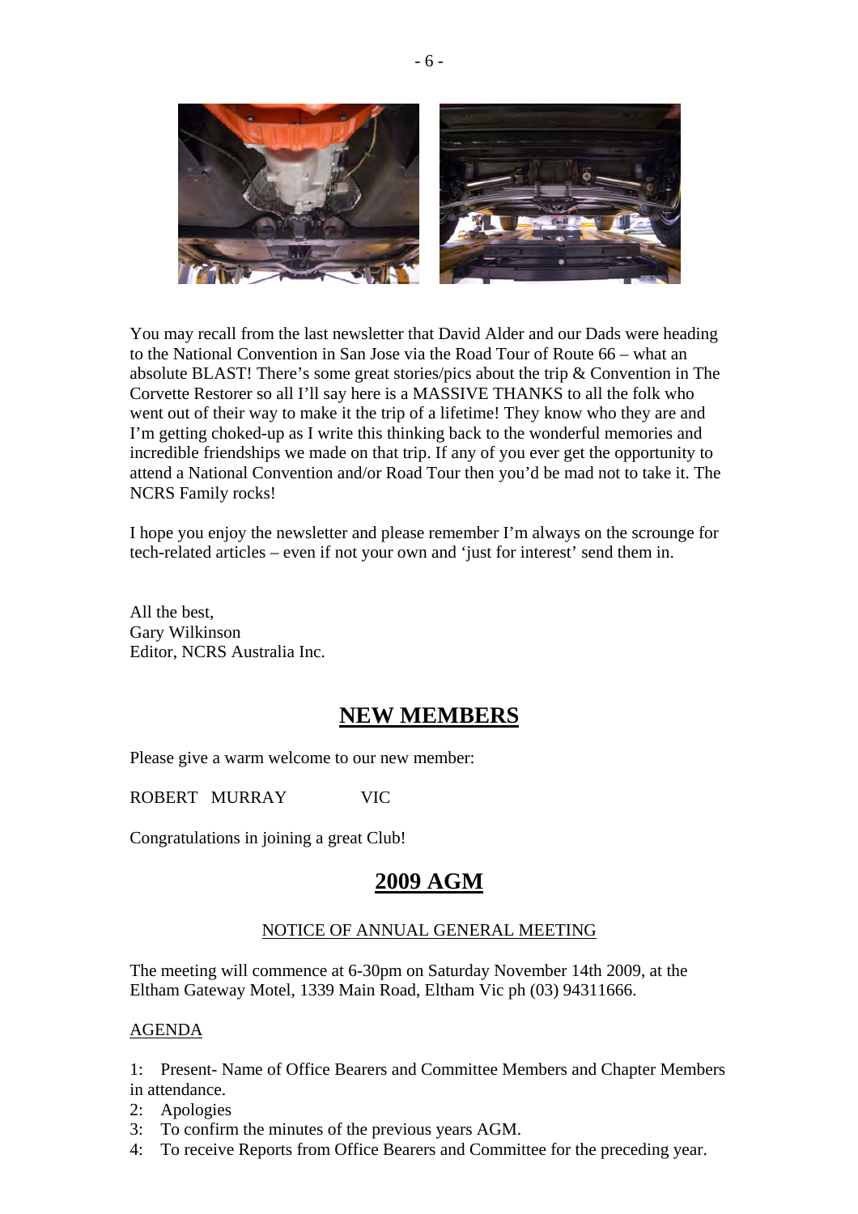You may recall from the last newsletter that David Alder and our Dads were heading to the National Convention in San Jose via the Road Tour of Route 66 – what an absolute BLAST! There's some great stories/pics about the trip & Convention in The Corvette Restorer so all I'll say here is a MASSIVE THANKS to all the folk who went out of their way to make it the trip of a lifetime! They know who they are and I'm getting choked-up as I write this thinking back to the wonderful memories and incredible friendships we made on that trip. If any of you ever get the opportunity to attend a National Convention and/or Road Tour then you'd be mad not to take it. The NCRS Family rocks!

I hope you enjoy the newsletter and please remember I'm always on the scrounge for tech-related articles – even if not your own and 'just for interest' send them in.

All the best,
Gary Wilkinson
Editor, NCRS Australia Inc.

## NEW MEMBERS

Please give a warm welcome to our new member:

ROBERT MURRAY VIC

Congratulations in joining a great Club!

## 2009 AGM

### NOTICE OF ANNUAL GENERAL MEETING

The meeting will commence at 6-30pm on Saturday November 14th 2009, at the Eltham Gateway Motel, 1339 Main Road, Eltham Vic ph (03) 94311666.

AGENDA

1: Present- Name of Office Bearers and Committee Members and Chapter Members in attendance.
2: Apologies
3: To confirm the minutes of the previous years AGM.
4: To receive Reports from Office Bearers and Committee for the preceding year.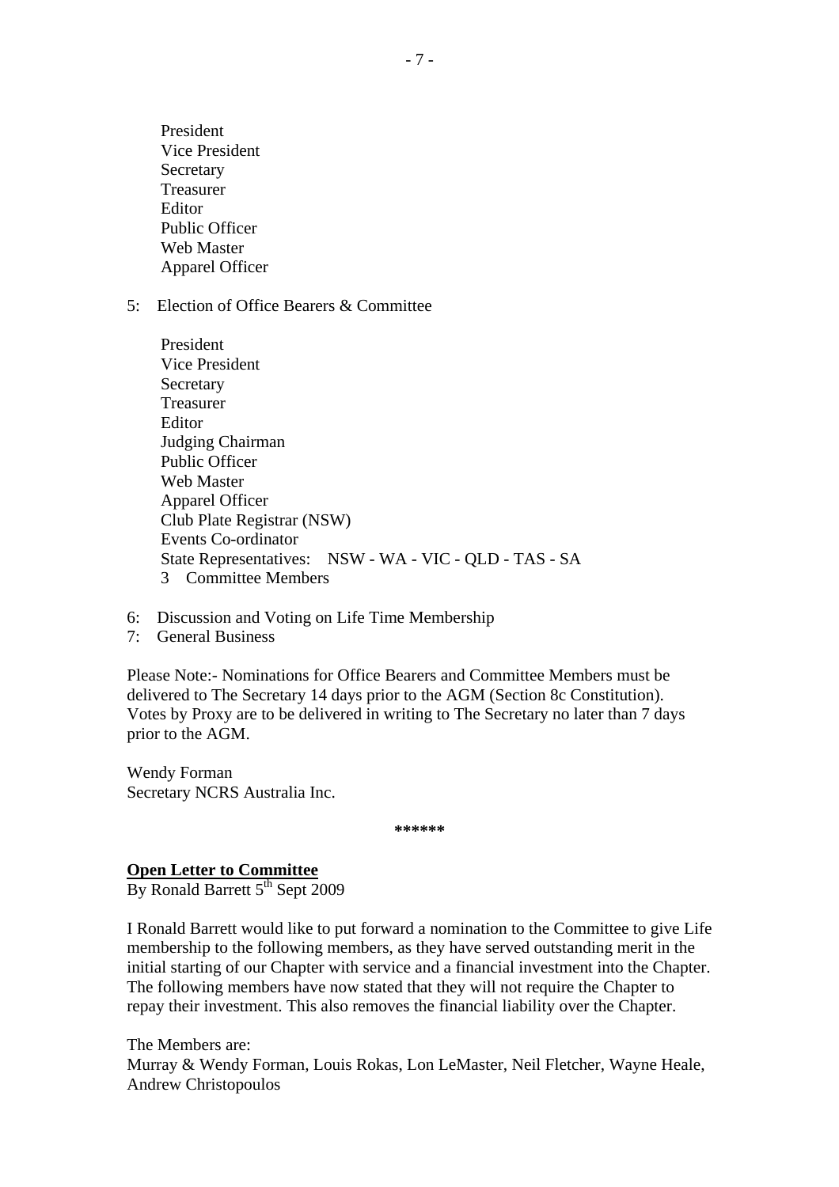President
Vice President
Secretary
Treasurer
Editor
Public Officer
Web Master
Apparel Officer

5: Election of Office Bearers & Committee

President
Vice President
Secretary
Treasurer
Editor
Judging Chairman
Public Officer
Web Master
Apparel Officer
Club Plate Registrar (NSW)
Events Co-ordinator
State Representatives: NSW - WA - VIC - QLD - TAS - SA
3 Committee Members

6: Discussion and Voting on Life Time Membership
7: General Business

Please Note:- Nominations for Office Bearers and Committee Members must be delivered to The Secretary 14 days prior to the AGM (Section 8c Constitution). Votes by Proxy are to be delivered in writing to The Secretary no later than 7 days prior to the AGM.

Wendy Forman
Secretary NCRS Australia Inc.

******

**Open Letter to Committee**
By Ronald Barrett 5th Sept 2009

I Ronald Barrett would like to put forward a nomination to the Committee to give Life membership to the following members, as they have served outstanding merit in the initial starting of our Chapter with service and a financial investment into the Chapter. The following members have now stated that they will not require the Chapter to repay their investment. This also removes the financial liability over the Chapter.

The Members are:
Murray & Wendy Forman, Louis Rokas, Lon LeMaster, Neil Fletcher, Wayne Heale, Andrew Christopoulos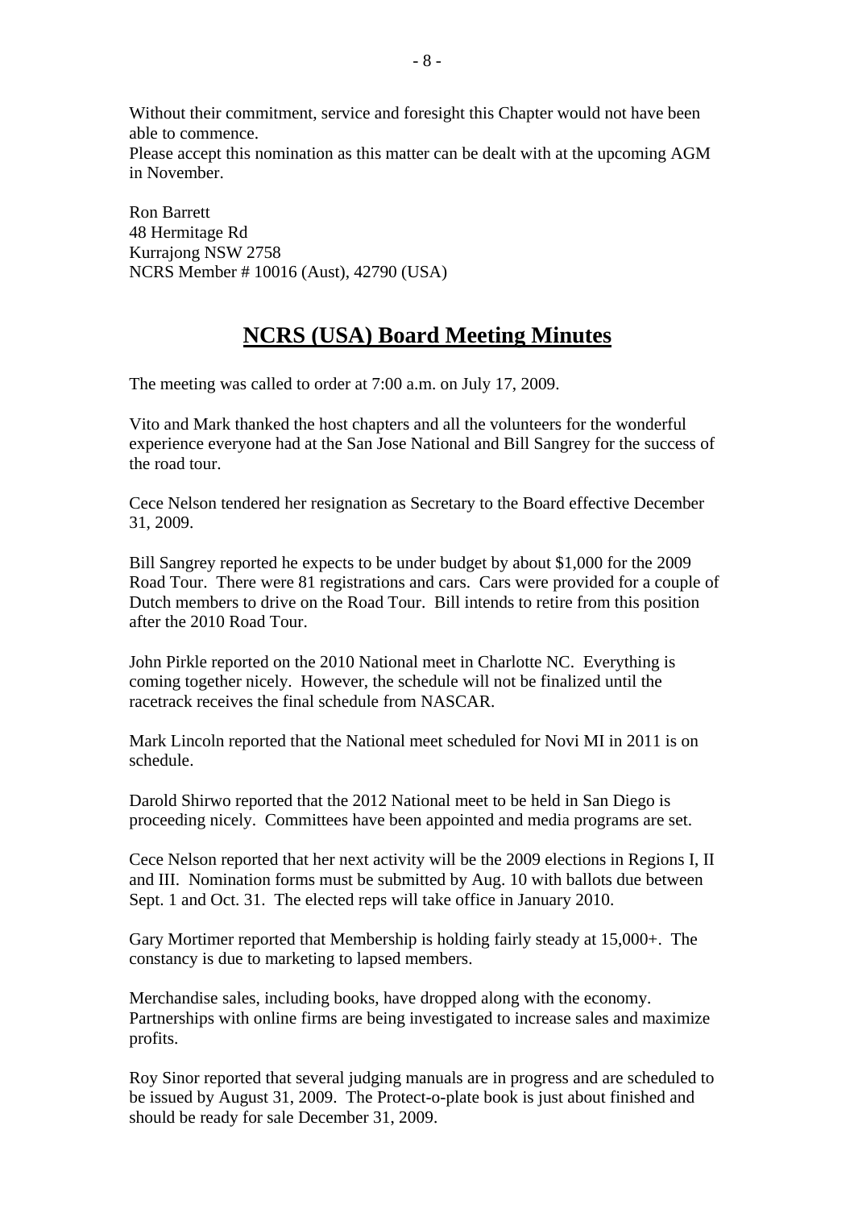Without their commitment, service and foresight this Chapter would not have been able to commence.
Please accept this nomination as this matter can be dealt with at the upcoming AGM in November.

Ron Barrett
48 Hermitage Rd
Kurrajong NSW 2758
NCRS Member # 10016 (Aust), 42790 (USA)

# NCRS (USA) Board Meeting Minutes

The meeting was called to order at 7:00 a.m. on July 17, 2009.

Vito and Mark thanked the host chapters and all the volunteers for the wonderful experience everyone had at the San Jose National and Bill Sangrey for the success of the road tour.

Cece Nelson tendered her resignation as Secretary to the Board effective December 31, 2009.

Bill Sangrey reported he expects to be under budget by about $1,000 for the 2009 Road Tour. There were 81 registrations and cars. Cars were provided for a couple of Dutch members to drive on the Road Tour. Bill intends to retire from this position after the 2010 Road Tour.

John Pirkle reported on the 2010 National meet in Charlotte NC. Everything is coming together nicely. However, the schedule will not be finalized until the racetrack receives the final schedule from NASCAR.

Mark Lincoln reported that the National meet scheduled for Novi MI in 2011 is on schedule.

Darold Shirwo reported that the 2012 National meet to be held in San Diego is proceeding nicely. Committees have been appointed and media programs are set.

Cece Nelson reported that her next activity will be the 2009 elections in Regions I, II and III. Nomination forms must be submitted by Aug. 10 with ballots due between Sept. 1 and Oct. 31. The elected reps will take office in January 2010.

Gary Mortimer reported that Membership is holding fairly steady at 15,000+. The constancy is due to marketing to lapsed members.

Merchandise sales, including books, have dropped along with the economy. Partnerships with online firms are being investigated to increase sales and maximize profits.

Roy Sinor reported that several judging manuals are in progress and are scheduled to be issued by August 31, 2009. The Protect-o-plate book is just about finished and should be ready for sale December 31, 2009.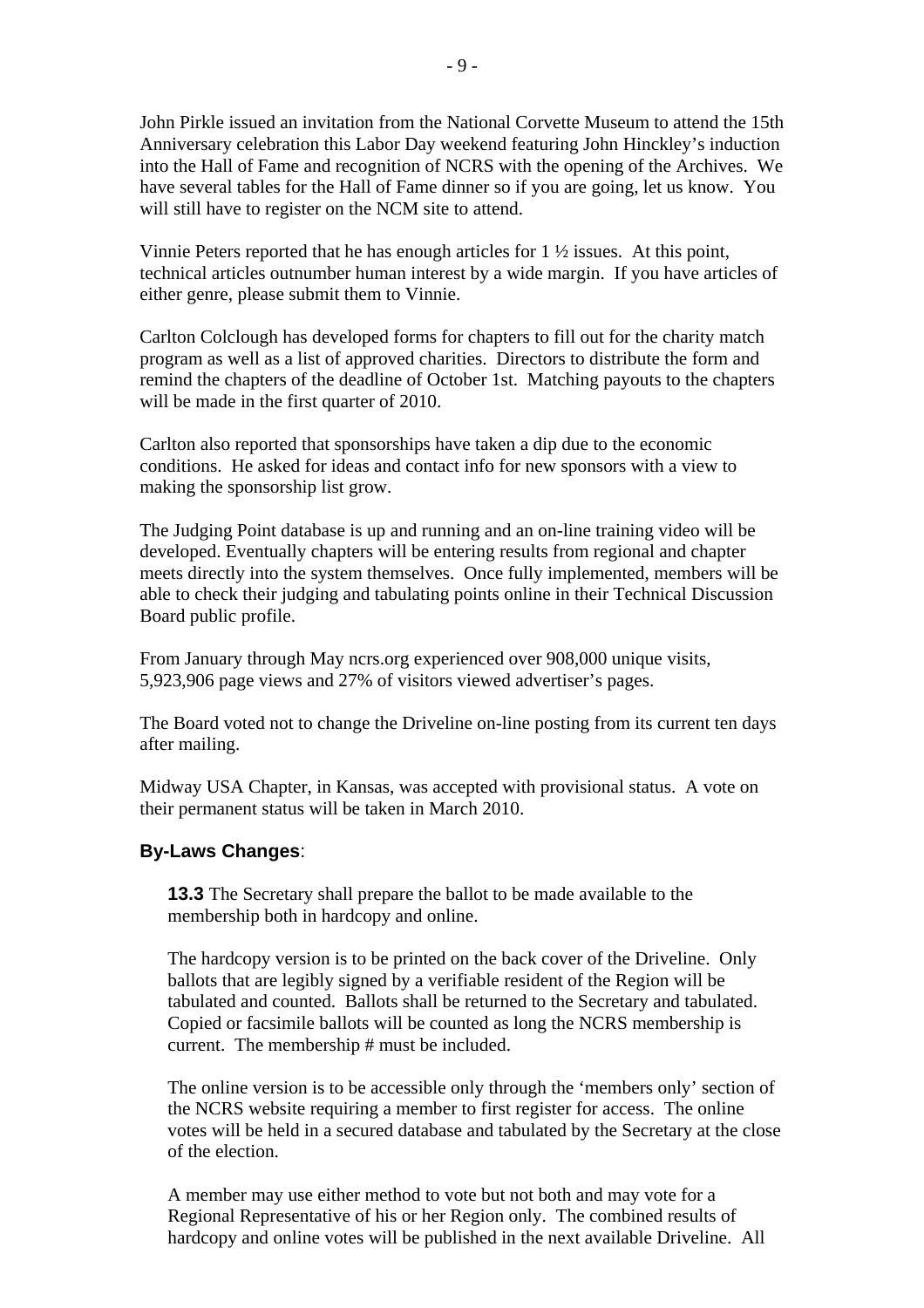John Pirkle issued an invitation from the National Corvette Museum to attend the 15th Anniversary celebration this Labor Day weekend featuring John Hinckley's induction into the Hall of Fame and recognition of NCRS with the opening of the Archives. We have several tables for the Hall of Fame dinner so if you are going, let us know. You will still have to register on the NCM site to attend.

Vinnie Peters reported that he has enough articles for 1 ½ issues. At this point, technical articles outnumber human interest by a wide margin. If you have articles of either genre, please submit them to Vinnie.

Carlton Colclough has developed forms for chapters to fill out for the charity match program as well as a list of approved charities. Directors to distribute the form and remind the chapters of the deadline of October 1st. Matching payouts to the chapters will be made in the first quarter of 2010.

Carlton also reported that sponsorships have taken a dip due to the economic conditions. He asked for ideas and contact info for new sponsors with a view to making the sponsorship list grow.

The Judging Point database is up and running and an on-line training video will be developed. Eventually chapters will be entering results from regional and chapter meets directly into the system themselves. Once fully implemented, members will be able to check their judging and tabulating points online in their Technical Discussion Board public profile.

From January through May ncrs.org experienced over 908,000 unique visits, 5,923,906 page views and 27% of visitors viewed advertiser's pages.

The Board voted not to change the Driveline on-line posting from its current ten days after mailing.

Midway USA Chapter, in Kansas, was accepted with provisional status. A vote on their permanent status will be taken in March 2010.

**By-Laws Changes**:

> **13.3** The Secretary shall prepare the ballot to be made available to the membership both in hardcopy and online.
>
> The hardcopy version is to be printed on the back cover of the Driveline. Only ballots that are legibly signed by a verifiable resident of the Region will be tabulated and counted. Ballots shall be returned to the Secretary and tabulated. Copied or facsimile ballots will be counted as long the NCRS membership is current. The membership # must be included.
>
> The online version is to be accessible only through the 'members only' section of the NCRS website requiring a member to first register for access. The online votes will be held in a secured database and tabulated by the Secretary at the close of the election.
>
> A member may use either method to vote but not both and may vote for a Regional Representative of his or her Region only. The combined results of hardcopy and online votes will be published in the next available Driveline. All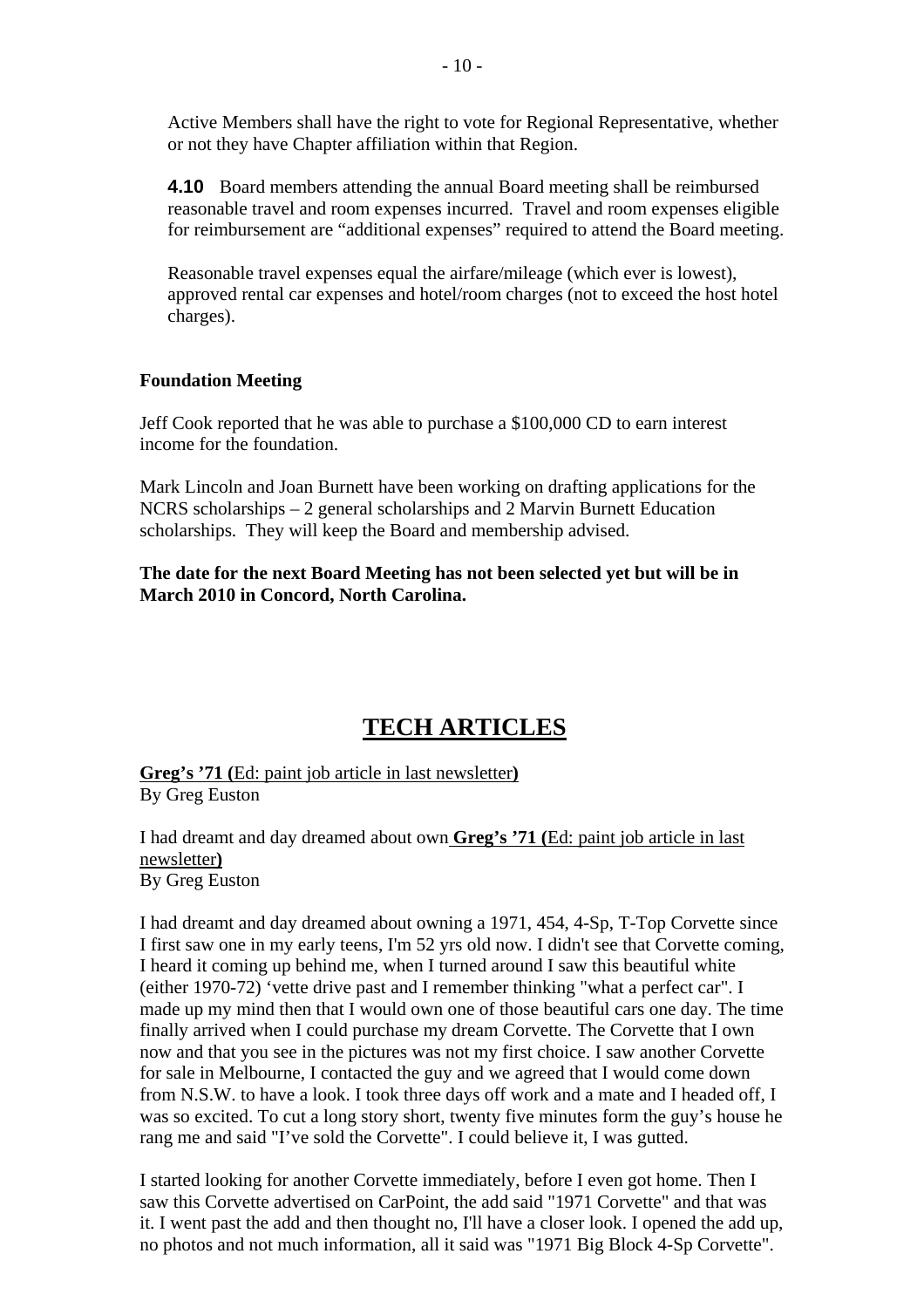Active Members shall have the right to vote for Regional Representative, whether or not they have Chapter affiliation within that Region.

**4.10** Board members attending the annual Board meeting shall be reimbursed reasonable travel and room expenses incurred. Travel and room expenses eligible for reimbursement are "additional expenses" required to attend the Board meeting.

Reasonable travel expenses equal the airfare/mileage (which ever is lowest), approved rental car expenses and hotel/room charges (not to exceed the host hotel charges).

**Foundation Meeting**

Jeff Cook reported that he was able to purchase a $100,000 CD to earn interest income for the foundation.

Mark Lincoln and Joan Burnett have been working on drafting applications for the NCRS scholarships – 2 general scholarships and 2 Marvin Burnett Education scholarships. They will keep the Board and membership advised.

**The date for the next Board Meeting has not been selected yet but will be in March 2010 in Concord, North Carolina.**

# TECH ARTICLES

**Greg's '71 (**Ed: paint job article in last newsletter**)**
By Greg Euston

I had dreamt and day dreamed about own **Greg's '71 (**Ed: paint job article in last newsletter**)**
By Greg Euston

I had dreamt and day dreamed about owning a 1971, 454, 4-Sp, T-Top Corvette since I first saw one in my early teens, I'm 52 yrs old now. I didn't see that Corvette coming, I heard it coming up behind me, when I turned around I saw this beautiful white (either 1970-72) 'vette drive past and I remember thinking "what a perfect car". I made up my mind then that I would own one of those beautiful cars one day. The time finally arrived when I could purchase my dream Corvette. The Corvette that I own now and that you see in the pictures was not my first choice. I saw another Corvette for sale in Melbourne, I contacted the guy and we agreed that I would come down from N.S.W. to have a look. I took three days off work and a mate and I headed off, I was so excited. To cut a long story short, twenty five minutes form the guy's house he rang me and said "I've sold the Corvette". I could believe it, I was gutted.

I started looking for another Corvette immediately, before I even got home. Then I saw this Corvette advertised on CarPoint, the add said "1971 Corvette" and that was it. I went past the add and then thought no, I'll have a closer look. I opened the add up, no photos and not much information, all it said was "1971 Big Block 4-Sp Corvette".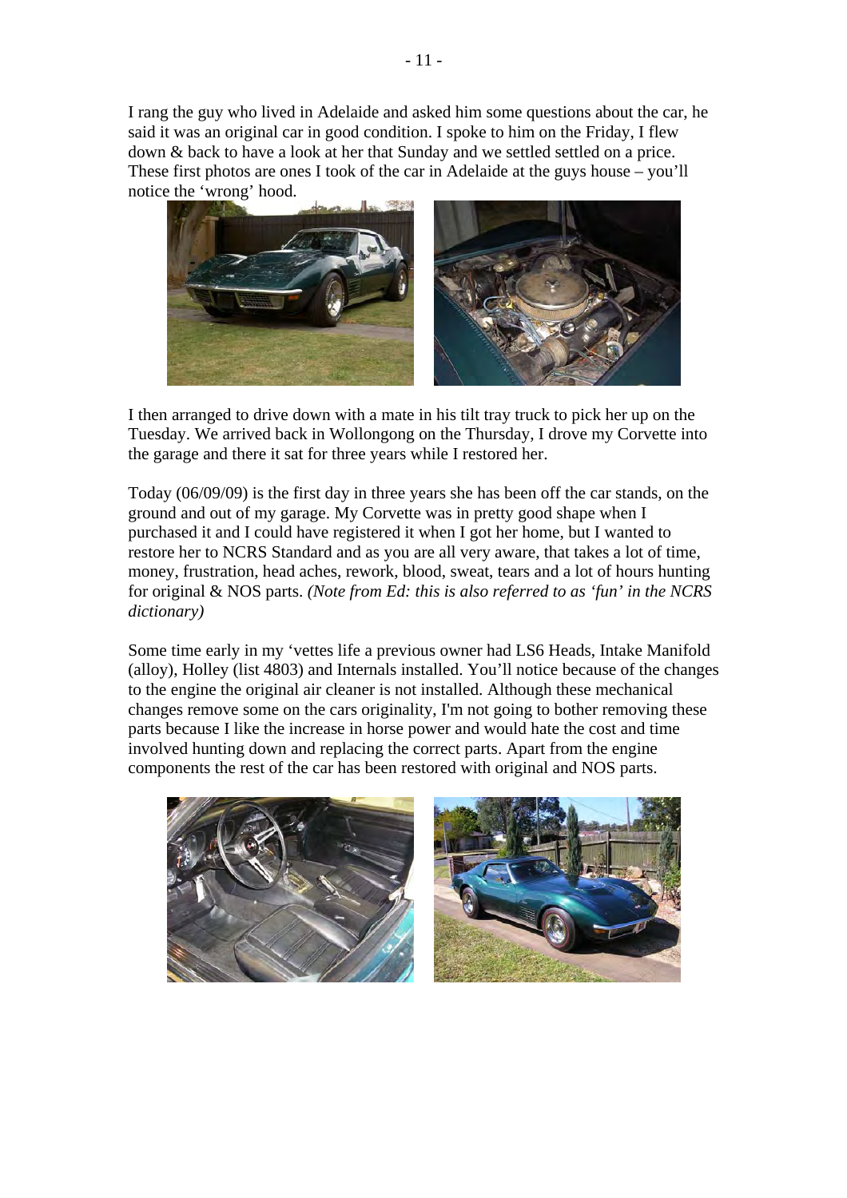I rang the guy who lived in Adelaide and asked him some questions about the car, he said it was an original car in good condition. I spoke to him on the Friday, I flew down & back to have a look at her that Sunday and we settled settled on a price. These first photos are ones I took of the car in Adelaide at the guys house – you'll notice the 'wrong' hood.

I then arranged to drive down with a mate in his tilt tray truck to pick her up on the Tuesday. We arrived back in Wollongong on the Thursday, I drove my Corvette into the garage and there it sat for three years while I restored her.

Today (06/09/09) is the first day in three years she has been off the car stands, on the ground and out of my garage. My Corvette was in pretty good shape when I purchased it and I could have registered it when I got her home, but I wanted to restore her to NCRS Standard and as you are all very aware, that takes a lot of time, money, frustration, head aches, rework, blood, sweat, tears and a lot of hours hunting for original & NOS parts. *(Note from Ed: this is also referred to as 'fun' in the NCRS dictionary)*

Some time early in my 'vettes life a previous owner had LS6 Heads, Intake Manifold (alloy), Holley (list 4803) and Internals installed. You'll notice because of the changes to the engine the original air cleaner is not installed. Although these mechanical changes remove some on the cars originality, I'm not going to bother removing these parts because I like the increase in horse power and would hate the cost and time involved hunting down and replacing the correct parts. Apart from the engine components the rest of the car has been restored with original and NOS parts.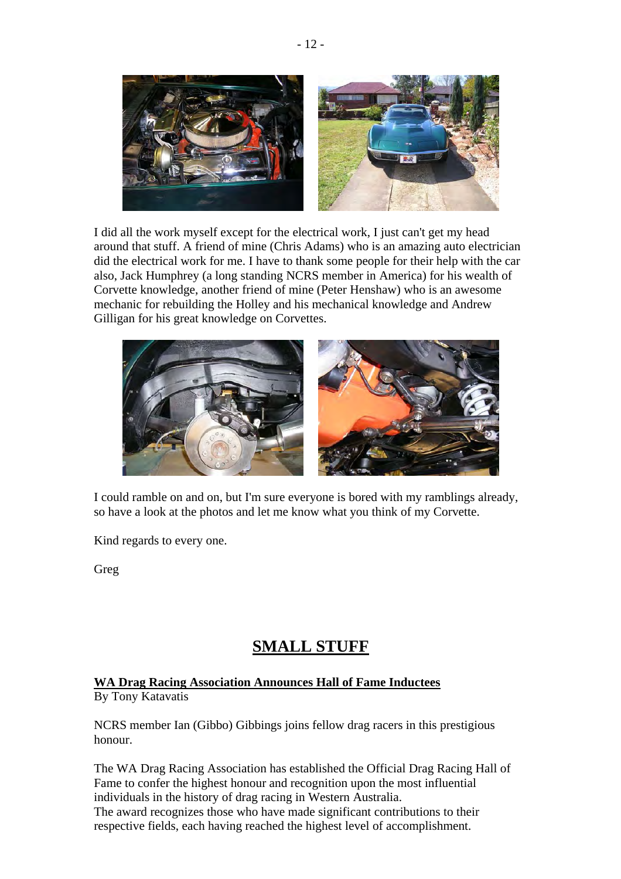I did all the work myself except for the electrical work, I just can't get my head around that stuff. A friend of mine (Chris Adams) who is an amazing auto electrician did the electrical work for me. I have to thank some people for their help with the car also, Jack Humphrey (a long standing NCRS member in America) for his wealth of Corvette knowledge, another friend of mine (Peter Henshaw) who is an awesome mechanic for rebuilding the Holley and his mechanical knowledge and Andrew Gilligan for his great knowledge on Corvettes.

I could ramble on and on, but I'm sure everyone is bored with my ramblings already, so have a look at the photos and let me know what you think of my Corvette.

Kind regards to every one.

Greg

## SMALL STUFF

**WA Drag Racing Association Announces Hall of Fame Inductees**
By Tony Katavatis

NCRS member Ian (Gibbo) Gibbings joins fellow drag racers in this prestigious honour.

The WA Drag Racing Association has established the Official Drag Racing Hall of Fame to confer the highest honour and recognition upon the most influential individuals in the history of drag racing in Western Australia.
The award recognizes those who have made significant contributions to their respective fields, each having reached the highest level of accomplishment.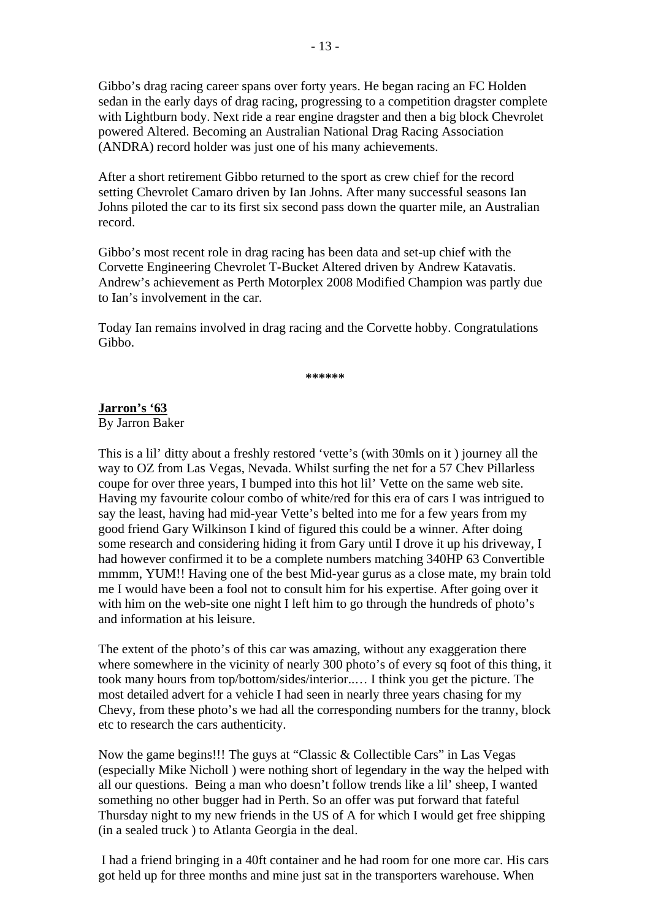Gibbo's drag racing career spans over forty years. He began racing an FC Holden sedan in the early days of drag racing, progressing to a competition dragster complete with Lightburn body. Next ride a rear engine dragster and then a big block Chevrolet powered Altered. Becoming an Australian National Drag Racing Association (ANDRA) record holder was just one of his many achievements.

After a short retirement Gibbo returned to the sport as crew chief for the record setting Chevrolet Camaro driven by Ian Johns. After many successful seasons Ian Johns piloted the car to its first six second pass down the quarter mile, an Australian record.

Gibbo's most recent role in drag racing has been data and set-up chief with the Corvette Engineering Chevrolet T-Bucket Altered driven by Andrew Katavatis. Andrew's achievement as Perth Motorplex 2008 Modified Champion was partly due to Ian's involvement in the car.

Today Ian remains involved in drag racing and the Corvette hobby. Congratulations Gibbo.

******

**Jarron's '63**
By Jarron Baker

This is a lil' ditty about a freshly restored 'vette's (with 30mls on it ) journey all the way to OZ from Las Vegas, Nevada. Whilst surfing the net for a 57 Chev Pillarless coupe for over three years, I bumped into this hot lil' Vette on the same web site. Having my favourite colour combo of white/red for this era of cars I was intrigued to say the least, having had mid-year Vette's belted into me for a few years from my good friend Gary Wilkinson I kind of figured this could be a winner. After doing some research and considering hiding it from Gary until I drove it up his driveway, I had however confirmed it to be a complete numbers matching 340HP 63 Convertible mmmm, YUM!! Having one of the best Mid-year gurus as a close mate, my brain told me I would have been a fool not to consult him for his expertise. After going over it with him on the web-site one night I left him to go through the hundreds of photo's and information at his leisure.

The extent of the photo's of this car was amazing, without any exaggeration there where somewhere in the vicinity of nearly 300 photo's of every sq foot of this thing, it took many hours from top/bottom/sides/interior..… I think you get the picture. The most detailed advert for a vehicle I had seen in nearly three years chasing for my Chevy, from these photo's we had all the corresponding numbers for the tranny, block etc to research the cars authenticity.

Now the game begins!!! The guys at "Classic & Collectible Cars" in Las Vegas (especially Mike Nicholl ) were nothing short of legendary in the way the helped with all our questions. Being a man who doesn't follow trends like a lil' sheep, I wanted something no other bugger had in Perth. So an offer was put forward that fateful Thursday night to my new friends in the US of A for which I would get free shipping (in a sealed truck ) to Atlanta Georgia in the deal.

I had a friend bringing in a 40ft container and he had room for one more car. His cars got held up for three months and mine just sat in the transporters warehouse. When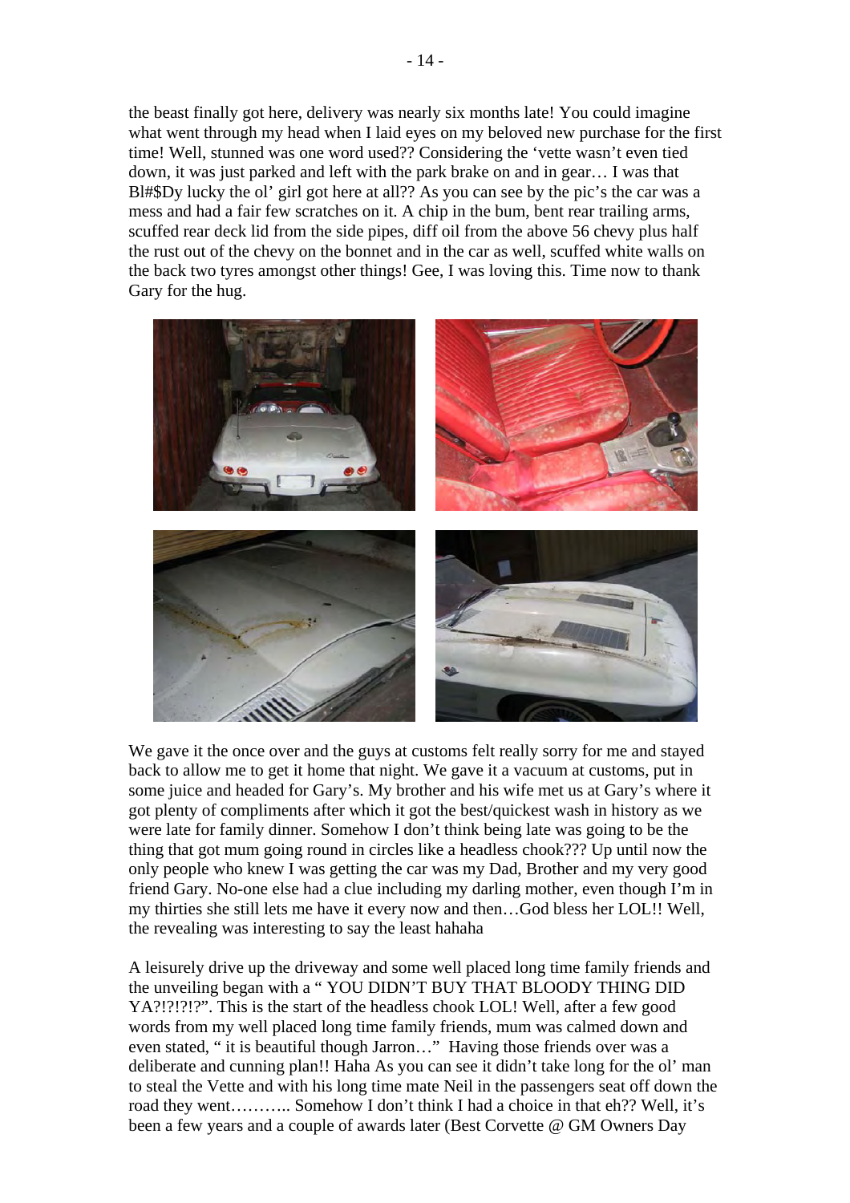the beast finally got here, delivery was nearly six months late! You could imagine what went through my head when I laid eyes on my beloved new purchase for the first time! Well, stunned was one word used?? Considering the 'vette wasn't even tied down, it was just parked and left with the park brake on and in gear… I was that Bl#$Dy lucky the ol' girl got here at all?? As you can see by the pic's the car was a mess and had a fair few scratches on it. A chip in the bum, bent rear trailing arms, scuffed rear deck lid from the side pipes, diff oil from the above 56 chevy plus half the rust out of the chevy on the bonnet and in the car as well, scuffed white walls on the back two tyres amongst other things! Gee, I was loving this. Time now to thank Gary for the hug.

We gave it the once over and the guys at customs felt really sorry for me and stayed back to allow me to get it home that night. We gave it a vacuum at customs, put in some juice and headed for Gary's. My brother and his wife met us at Gary's where it got plenty of compliments after which it got the best/quickest wash in history as we were late for family dinner. Somehow I don't think being late was going to be the thing that got mum going round in circles like a headless chook??? Up until now the only people who knew I was getting the car was my Dad, Brother and my very good friend Gary. No-one else had a clue including my darling mother, even though I'm in my thirties she still lets me have it every now and then…God bless her LOL!! Well, the revealing was interesting to say the least hahaha

A leisurely drive up the driveway and some well placed long time family friends and the unveiling began with a " YOU DIDN'T BUY THAT BLOODY THING DID YA?!?!?!?". This is the start of the headless chook LOL! Well, after a few good words from my well placed long time family friends, mum was calmed down and even stated, " it is beautiful though Jarron…" Having those friends over was a deliberate and cunning plan!! Haha As you can see it didn't take long for the ol' man to steal the Vette and with his long time mate Neil in the passengers seat off down the road they went……….. Somehow I don't think I had a choice in that eh?? Well, it's been a few years and a couple of awards later (Best Corvette @ GM Owners Day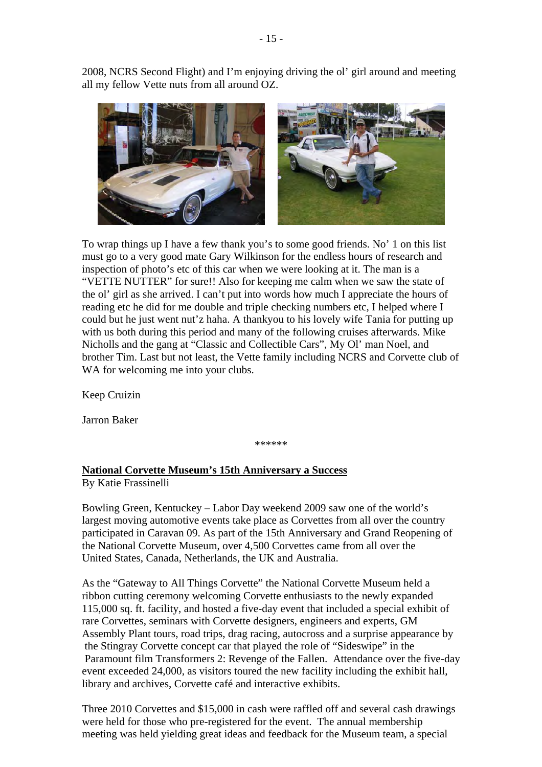2008, NCRS Second Flight) and I'm enjoying driving the ol' girl around and meeting all my fellow Vette nuts from all around OZ.

To wrap things up I have a few thank you's to some good friends. No' 1 on this list must go to a very good mate Gary Wilkinson for the endless hours of research and inspection of photo's etc of this car when we were looking at it. The man is a "VETTE NUTTER" for sure!! Also for keeping me calm when we saw the state of the ol' girl as she arrived. I can't put into words how much I appreciate the hours of reading etc he did for me double and triple checking numbers etc, I helped where I could but he just went nut'z haha. A thankyou to his lovely wife Tania for putting up with us both during this period and many of the following cruises afterwards. Mike Nicholls and the gang at "Classic and Collectible Cars", My Ol' man Noel, and brother Tim. Last but not least, the Vette family including NCRS and Corvette club of WA for welcoming me into your clubs.

Keep Cruizin

Jarron Baker

******

**National Corvette Museum's 15th Anniversary a Success**
By Katie Frassinelli

Bowling Green, Kentuckey – Labor Day weekend 2009 saw one of the world's largest moving automotive events take place as Corvettes from all over the country participated in Caravan 09. As part of the 15th Anniversary and Grand Reopening of the National Corvette Museum, over 4,500 Corvettes came from all over the United States, Canada, Netherlands, the UK and Australia.

As the "Gateway to All Things Corvette" the National Corvette Museum held a ribbon cutting ceremony welcoming Corvette enthusiasts to the newly expanded 115,000 sq. ft. facility, and hosted a five-day event that included a special exhibit of rare Corvettes, seminars with Corvette designers, engineers and experts, GM Assembly Plant tours, road trips, drag racing, autocross and a surprise appearance by the Stingray Corvette concept car that played the role of "Sideswipe" in the Paramount film Transformers 2: Revenge of the Fallen. Attendance over the five-day event exceeded 24,000, as visitors toured the new facility including the exhibit hall, library and archives, Corvette café and interactive exhibits.

Three 2010 Corvettes and $15,000 in cash were raffled off and several cash drawings were held for those who pre-registered for the event. The annual membership meeting was held yielding great ideas and feedback for the Museum team, a special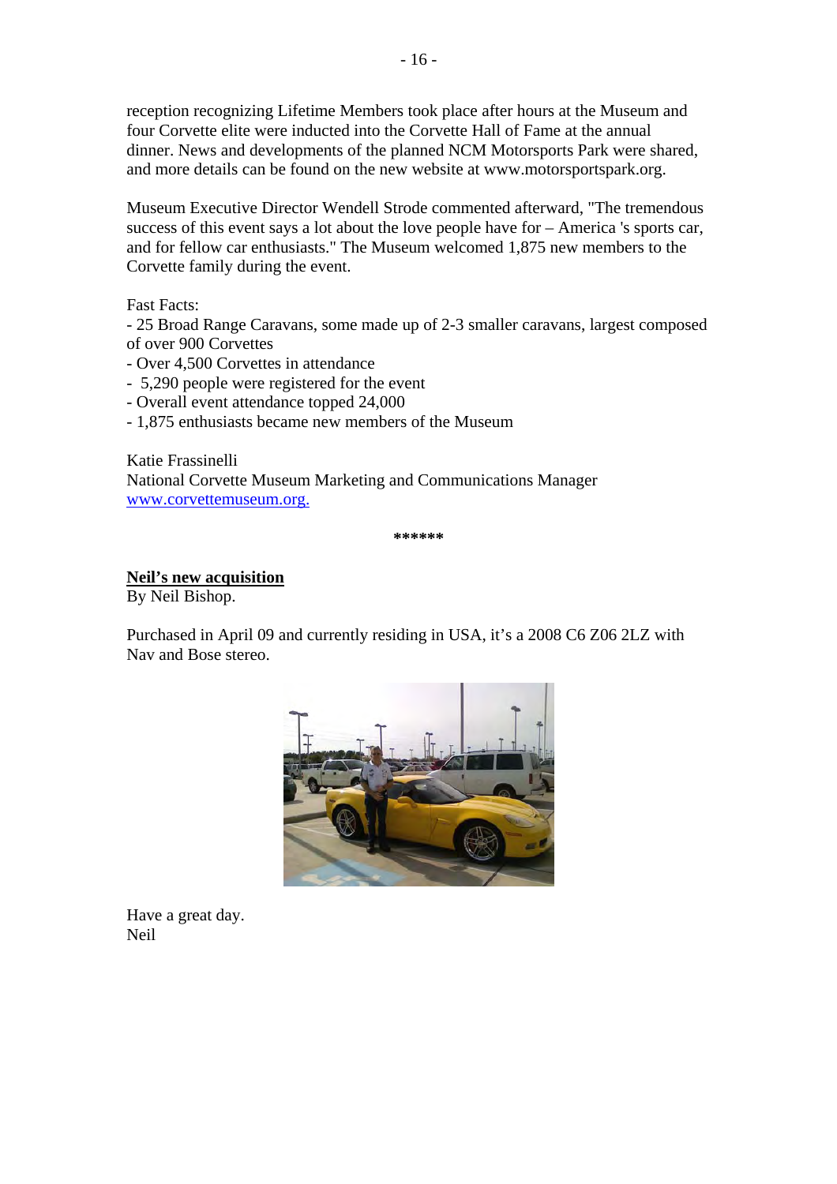reception recognizing Lifetime Members took place after hours at the Museum and four Corvette elite were inducted into the Corvette Hall of Fame at the annual dinner. News and developments of the planned NCM Motorsports Park were shared, and more details can be found on the new website at www.motorsportspark.org.

Museum Executive Director Wendell Strode commented afterward, "The tremendous success of this event says a lot about the love people have for – America 's sports car, and for fellow car enthusiasts." The Museum welcomed 1,875 new members to the Corvette family during the event.

Fast Facts:
- 25 Broad Range Caravans, some made up of 2-3 smaller caravans, largest composed of over 900 Corvettes
- Over 4,500 Corvettes in attendance
- 5,290 people were registered for the event
- Overall event attendance topped 24,000
- 1,875 enthusiasts became new members of the Museum

Katie Frassinelli
National Corvette Museum Marketing and Communications Manager
www.corvettemuseum.org.

******

**Neil's new acquisition**
By Neil Bishop.

Purchased in April 09 and currently residing in USA, it's a 2008 C6 Z06 2LZ with Nav and Bose stereo.

Have a great day.
Neil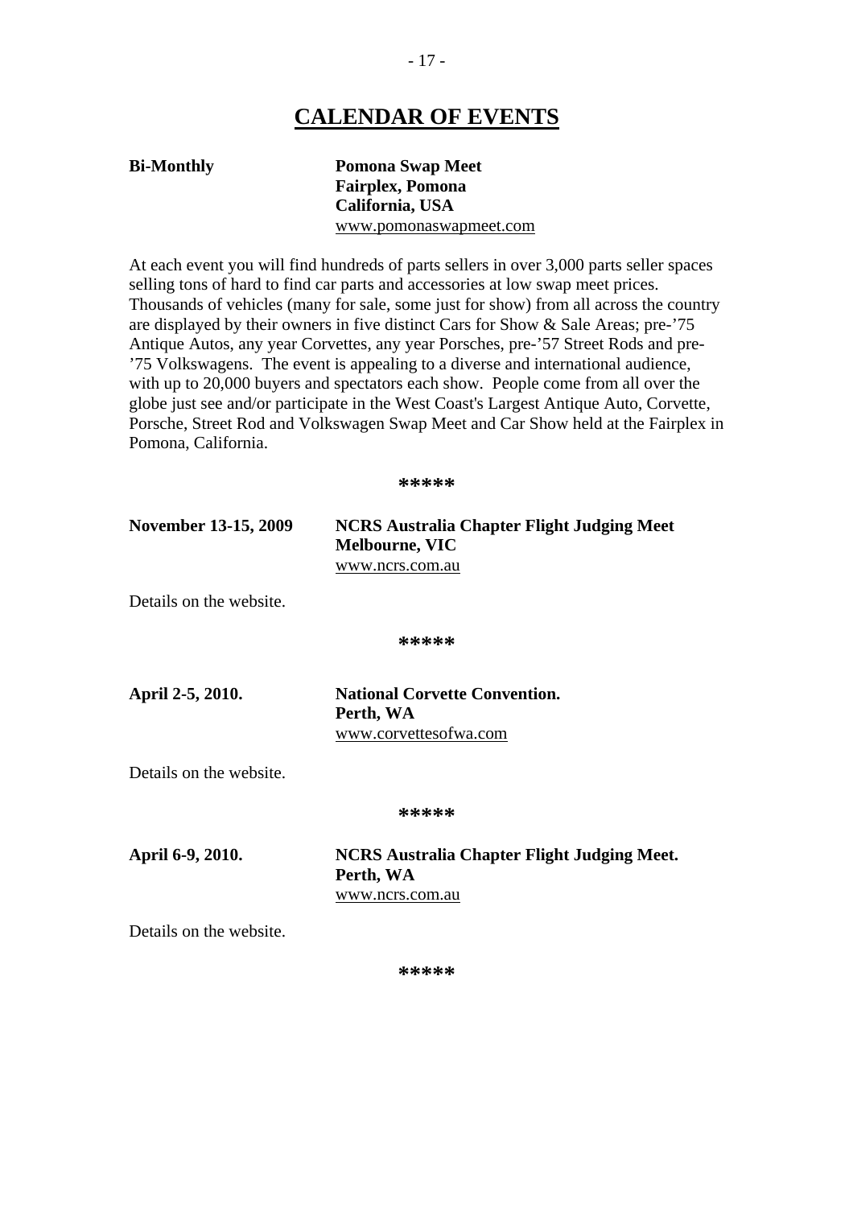# CALENDAR OF EVENTS

**Bi-Monthly** **Pomona Swap Meet**
**Fairplex, Pomona**
**California, USA**
www.pomonaswapmeet.com

At each event you will find hundreds of parts sellers in over 3,000 parts seller spaces selling tons of hard to find car parts and accessories at low swap meet prices. Thousands of vehicles (many for sale, some just for show) from all across the country are displayed by their owners in five distinct Cars for Show & Sale Areas; pre-'75 Antique Autos, any year Corvettes, any year Porsches, pre-'57 Street Rods and pre-'75 Volkswagens. The event is appealing to a diverse and international audience, with up to 20,000 buyers and spectators each show. People come from all over the globe just see and/or participate in the West Coast's Largest Antique Auto, Corvette, Porsche, Street Rod and Volkswagen Swap Meet and Car Show held at the Fairplex in Pomona, California.

*****

**November 13-15, 2009** **NCRS Australia Chapter Flight Judging Meet**
**Melbourne, VIC**
www.ncrs.com.au

Details on the website.

*****

**April 2-5, 2010.** **National Corvette Convention.**
**Perth, WA**
www.corvettesofwa.com

Details on the website.

*****

**April 6-9, 2010.** **NCRS Australia Chapter Flight Judging Meet.**
**Perth, WA**
www.ncrs.com.au

Details on the website.

*****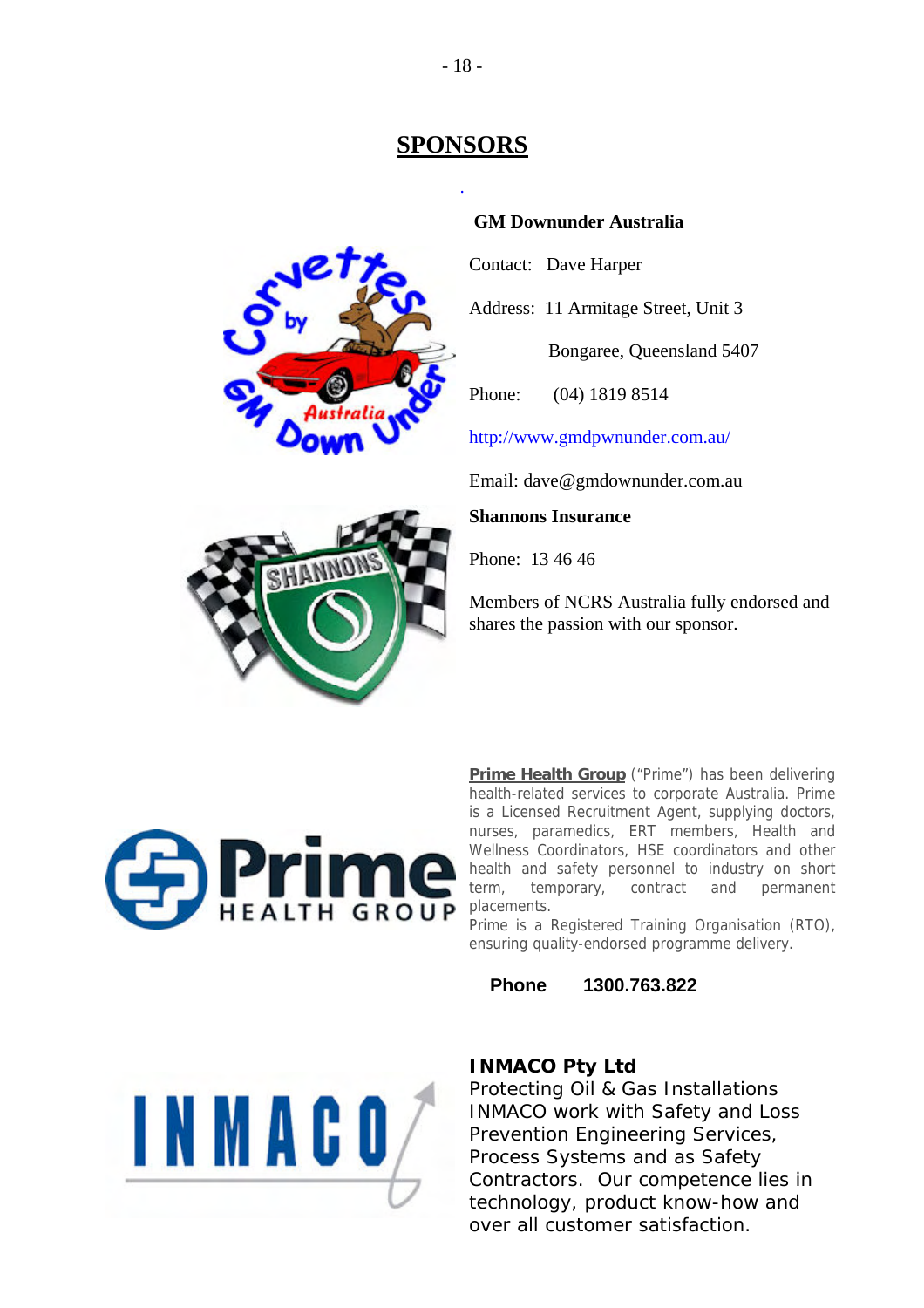# SPONSORS

**GM Downunder Australia**

Contact: Dave Harper

Address: 11 Armitage Street, Unit 3

Bongaree, Queensland 5407

Phone: (04) 1819 8514

http://www.gmdpwnunder.com.au/

Email: dave@gmdownunder.com.au

**Shannons Insurance**

Phone: 13 46 46

Members of NCRS Australia fully endorsed and shares the passion with our sponsor.

**Prime Health Group** ("Prime") has been delivering health-related services to corporate Australia. Prime is a Licensed Recruitment Agent, supplying doctors, nurses, paramedics, ERT members, Health and Wellness Coordinators, HSE coordinators and other health and safety personnel to industry on short term, temporary, contract and permanent placements.

Prime is a Registered Training Organisation (RTO), ensuring quality-endorsed programme delivery.

**Phone 1300.763.822**

**INMACO Pty Ltd**

Protecting Oil & Gas Installations

INMACO work with Safety and Loss Prevention Engineering Services, Process Systems and as Safety Contractors. Our competence lies in technology, product know-how and over all customer satisfaction.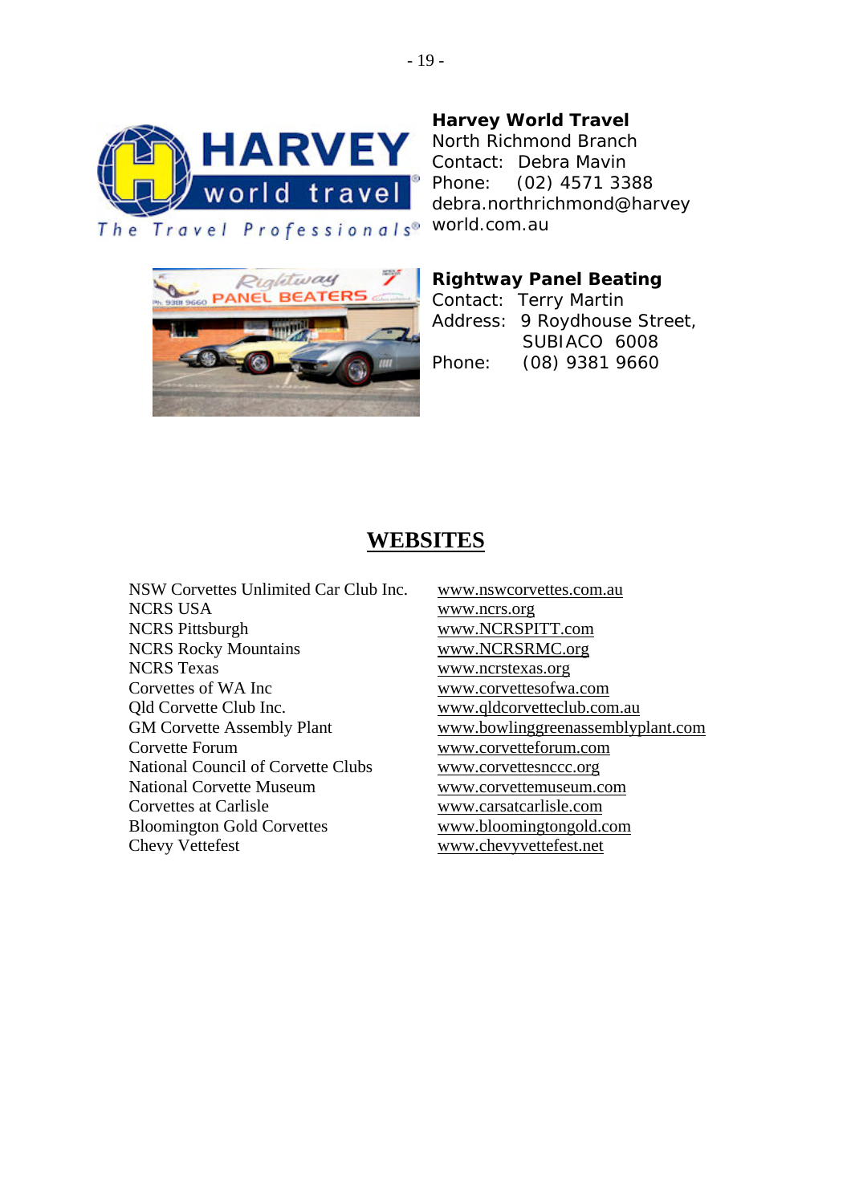**Harvey World Travel**
North Richmond Branch
Contact: Debra Mavin
Phone: (02) 4571 3388
debra.northrichmond@harveyworld.com.au

**Rightway Panel Beating**
Contact: Terry Martin
Address: 9 Roydhouse Street,
SUBIACO 6008
Phone: (08) 9381 9660

# WEBSITES

| | |
|---|---|
| NSW Corvettes Unlimited Car Club Inc. | www.nswcorvettes.com.au |
| NCRS USA | www.ncrs.org |
| NCRS Pittsburgh | www.NCRSPITT.com |
| NCRS Rocky Mountains | www.NCRSRMC.org |
| NCRS Texas | www.ncrstexas.org |
| Corvettes of WA Inc | www.corvettesofwa.com |
| Qld Corvette Club Inc. | www.qldcorvetteclub.com.au |
| GM Corvette Assembly Plant | www.bowlinggreenassemblyplant.com |
| Corvette Forum | www.corvetteforum.com |
| National Council of Corvette Clubs | www.corvettesnccc.org |
| National Corvette Museum | www.corvettemuseum.com |
| Corvettes at Carlisle | www.carsatcarlisle.com |
| Bloomington Gold Corvettes | www.bloomingtongold.com |
| Chevy Vettefest | www.chevyvettefest.net |